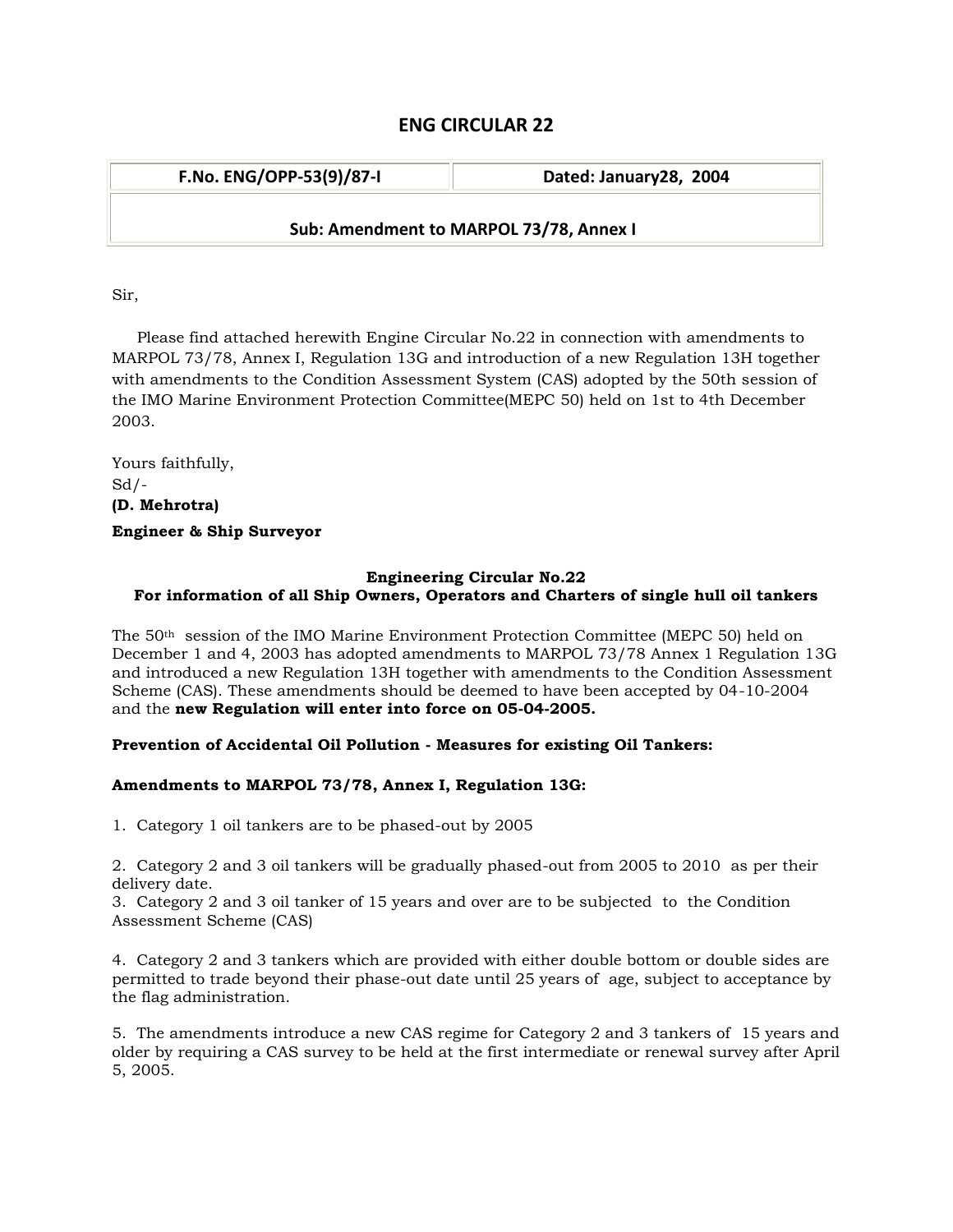# ENG CIRCULAR 22

| F.No. ENG/OPP-53(9)/87-I | Dated: January28, 2004 |
|---|---|
| **Sub: Amendment to MARPOL 73/78, Annex I** | |

Sir,

Please find attached herewith Engine Circular No.22 in connection with amendments to MARPOL 73/78, Annex I, Regulation 13G and introduction of a new Regulation 13H together with amendments to the Condition Assessment System (CAS) adopted by the 50th session of the IMO Marine Environment Protection Committee(MEPC 50) held on 1st to 4th December 2003.

Yours faithfully,
Sd/-
**(D. Mehrotra)**
**Engineer & Ship Surveyor**

**Engineering Circular No.22**
**For information of all Ship Owners, Operators and Charters of single hull oil tankers**

The 50th session of the IMO Marine Environment Protection Committee (MEPC 50) held on December 1 and 4, 2003 has adopted amendments to MARPOL 73/78 Annex 1 Regulation 13G and introduced a new Regulation 13H together with amendments to the Condition Assessment Scheme (CAS). These amendments should be deemed to have been accepted by 04-10-2004 and the **new Regulation will enter into force on 05-04-2005.**

**Prevention of Accidental Oil Pollution - Measures for existing Oil Tankers:**

**Amendments to MARPOL 73/78, Annex I, Regulation 13G:**

1. Category 1 oil tankers are to be phased-out by 2005

2. Category 2 and 3 oil tankers will be gradually phased-out from 2005 to 2010 as per their delivery date.
3. Category 2 and 3 oil tanker of 15 years and over are to be subjected to the Condition Assessment Scheme (CAS)

4. Category 2 and 3 tankers which are provided with either double bottom or double sides are permitted to trade beyond their phase-out date until 25 years of age, subject to acceptance by the flag administration.

5. The amendments introduce a new CAS regime for Category 2 and 3 tankers of 15 years and older by requiring a CAS survey to be held at the first intermediate or renewal survey after April 5, 2005.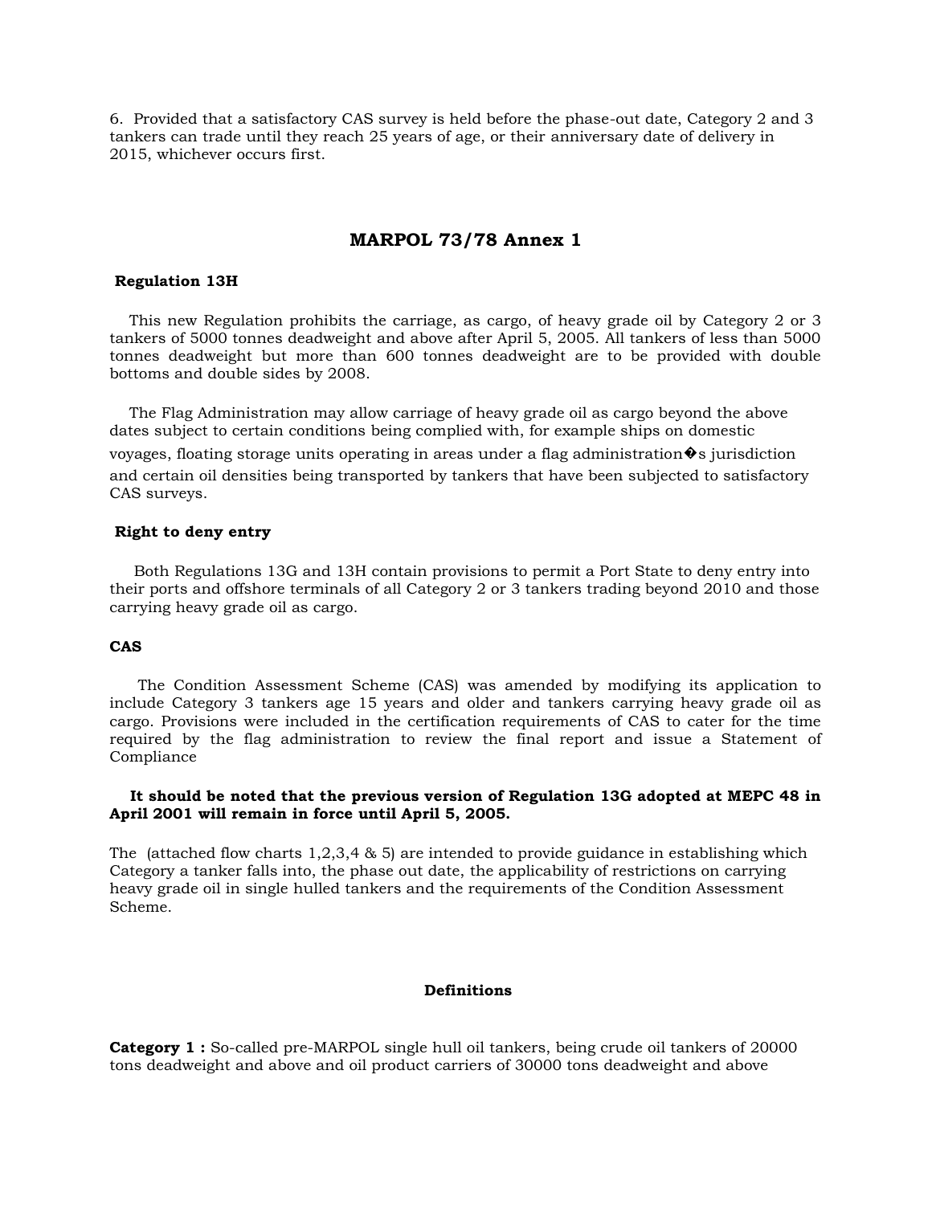6. Provided that a satisfactory CAS survey is held before the phase-out date, Category 2 and 3 tankers can trade until they reach 25 years of age, or their anniversary date of delivery in 2015, whichever occurs first.

## MARPOL 73/78 Annex 1

### Regulation 13H

This new Regulation prohibits the carriage, as cargo, of heavy grade oil by Category 2 or 3 tankers of 5000 tonnes deadweight and above after April 5, 2005. All tankers of less than 5000 tonnes deadweight but more than 600 tonnes deadweight are to be provided with double bottoms and double sides by 2008.

The Flag Administration may allow carriage of heavy grade oil as cargo beyond the above dates subject to certain conditions being complied with, for example ships on domestic voyages, floating storage units operating in areas under a flag administration�s jurisdiction and certain oil densities being transported by tankers that have been subjected to satisfactory CAS surveys.

### Right to deny entry

Both Regulations 13G and 13H contain provisions to permit a Port State to deny entry into their ports and offshore terminals of all Category 2 or 3 tankers trading beyond 2010 and those carrying heavy grade oil as cargo.

### CAS

The Condition Assessment Scheme (CAS) was amended by modifying its application to include Category 3 tankers age 15 years and older and tankers carrying heavy grade oil as cargo. Provisions were included in the certification requirements of CAS to cater for the time required by the flag administration to review the final report and issue a Statement of Compliance

**It should be noted that the previous version of Regulation 13G adopted at MEPC 48 in April 2001 will remain in force until April 5, 2005.**

The (attached flow charts 1,2,3,4 & 5) are intended to provide guidance in establishing which Category a tanker falls into, the phase out date, the applicability of restrictions on carrying heavy grade oil in single hulled tankers and the requirements of the Condition Assessment Scheme.

### Definitions

**Category 1 :** So-called pre-MARPOL single hull oil tankers, being crude oil tankers of 20000 tons deadweight and above and oil product carriers of 30000 tons deadweight and above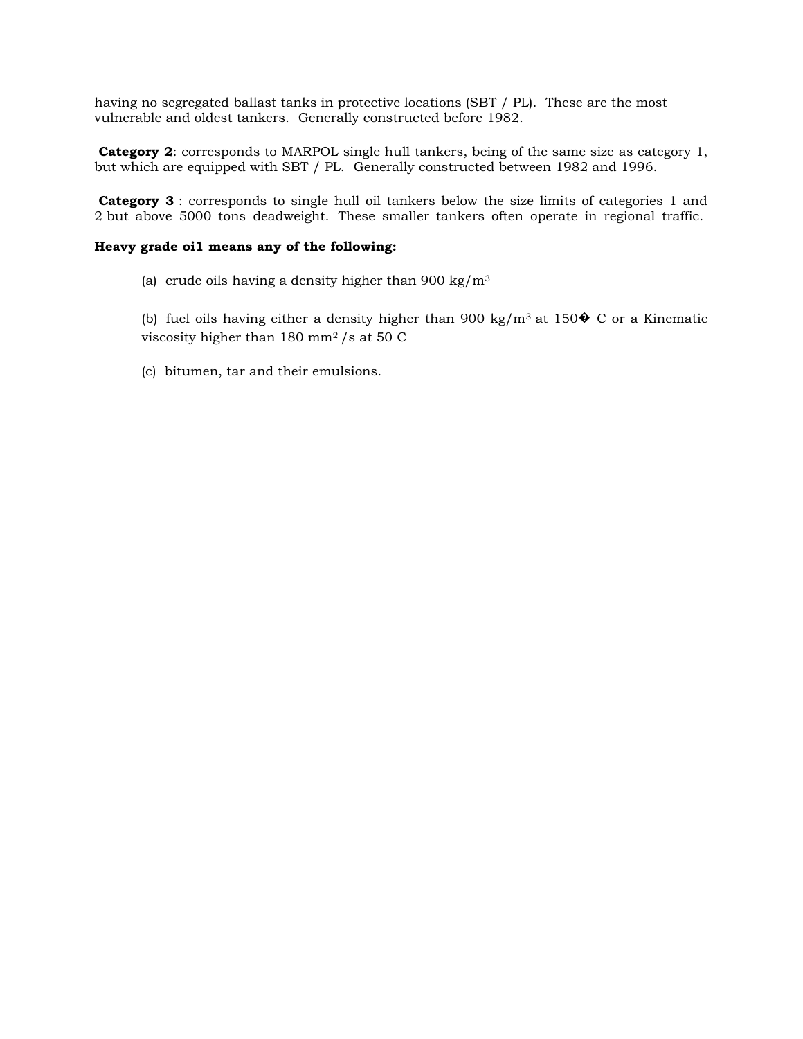having no segregated ballast tanks in protective locations (SBT / PL). These are the most vulnerable and oldest tankers. Generally constructed before 1982.

**Category 2**: corresponds to MARPOL single hull tankers, being of the same size as category 1, but which are equipped with SBT / PL. Generally constructed between 1982 and 1996.

**Category 3** : corresponds to single hull oil tankers below the size limits of categories 1 and 2 but above 5000 tons deadweight. These smaller tankers often operate in regional traffic.

**Heavy grade oi1 means any of the following:**

(a) crude oils having a density higher than 900 $kg/m^3$

(b) fuel oils having either a density higher than 900 $kg/m^3$ at 150� C or a Kinematic viscosity higher than 180 $mm^2/s$ at 50 C

(c) bitumen, tar and their emulsions.